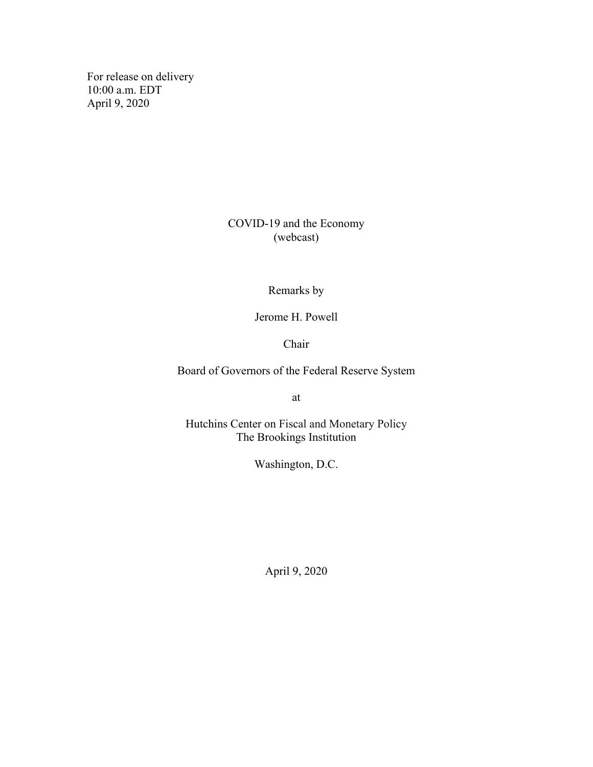For release on delivery
10:00 a.m. EDT
April 9, 2020

# COVID-19 and the Economy
(webcast)

Remarks by

Jerome H. Powell

Chair

Board of Governors of the Federal Reserve System

at

Hutchins Center on Fiscal and Monetary Policy
The Brookings Institution

Washington, D.C.

April 9, 2020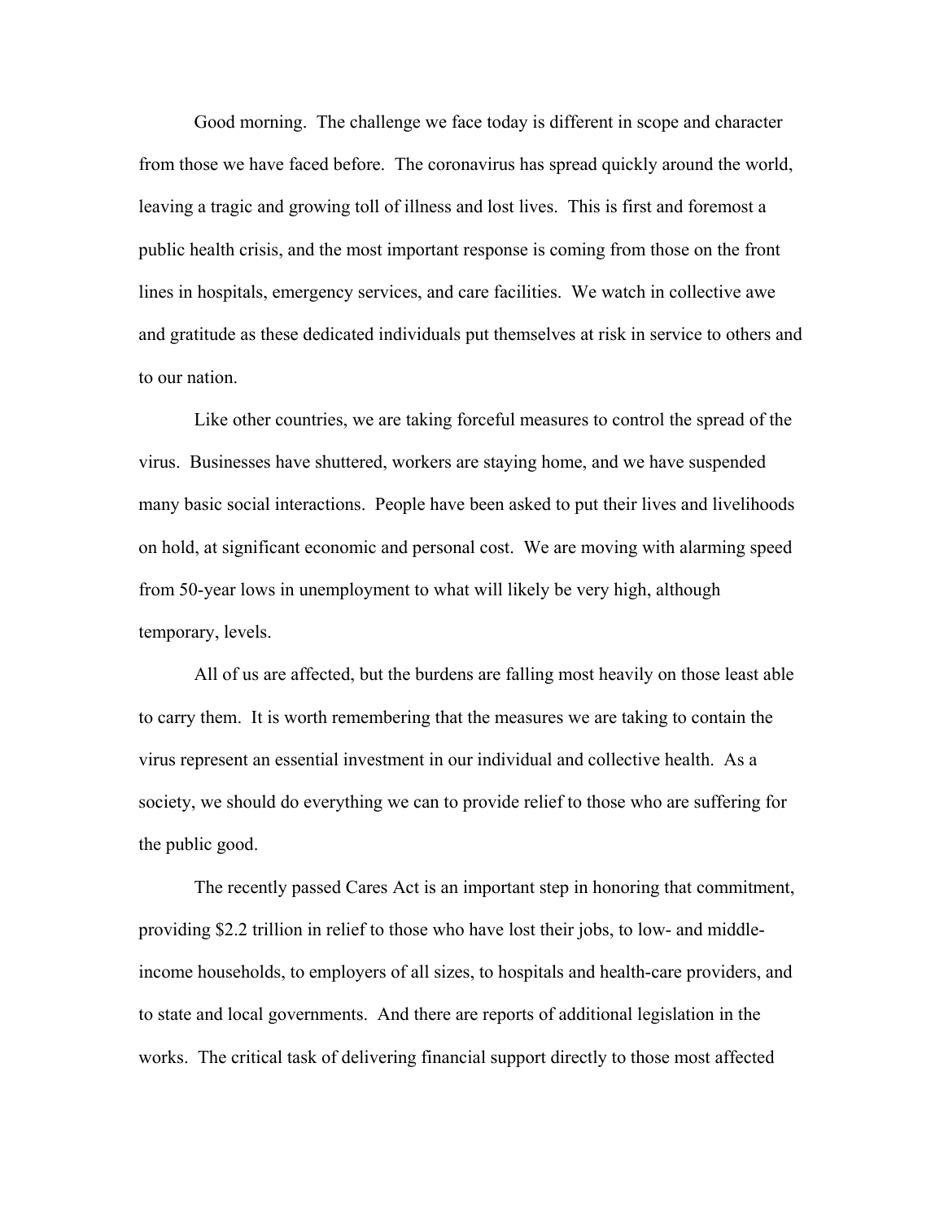Good morning. The challenge we face today is different in scope and character from those we have faced before. The coronavirus has spread quickly around the world, leaving a tragic and growing toll of illness and lost lives. This is first and foremost a public health crisis, and the most important response is coming from those on the front lines in hospitals, emergency services, and care facilities. We watch in collective awe and gratitude as these dedicated individuals put themselves at risk in service to others and to our nation.

Like other countries, we are taking forceful measures to control the spread of the virus. Businesses have shuttered, workers are staying home, and we have suspended many basic social interactions. People have been asked to put their lives and livelihoods on hold, at significant economic and personal cost. We are moving with alarming speed from 50-year lows in unemployment to what will likely be very high, although temporary, levels.

All of us are affected, but the burdens are falling most heavily on those least able to carry them. It is worth remembering that the measures we are taking to contain the virus represent an essential investment in our individual and collective health. As a society, we should do everything we can to provide relief to those who are suffering for the public good.

The recently passed Cares Act is an important step in honoring that commitment, providing $2.2 trillion in relief to those who have lost their jobs, to low- and middle-income households, to employers of all sizes, to hospitals and health-care providers, and to state and local governments. And there are reports of additional legislation in the works. The critical task of delivering financial support directly to those most affected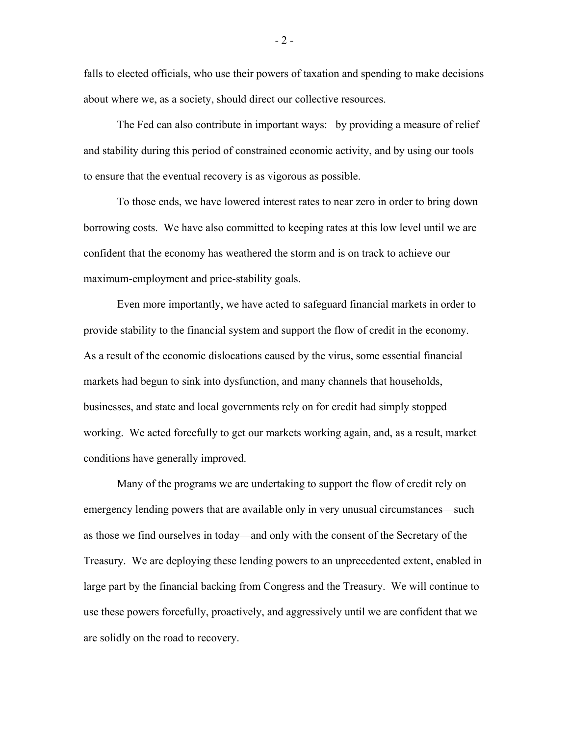falls to elected officials, who use their powers of taxation and spending to make decisions about where we, as a society, should direct our collective resources.

The Fed can also contribute in important ways: by providing a measure of relief and stability during this period of constrained economic activity, and by using our tools to ensure that the eventual recovery is as vigorous as possible.

To those ends, we have lowered interest rates to near zero in order to bring down borrowing costs. We have also committed to keeping rates at this low level until we are confident that the economy has weathered the storm and is on track to achieve our maximum-employment and price-stability goals.

Even more importantly, we have acted to safeguard financial markets in order to provide stability to the financial system and support the flow of credit in the economy. As a result of the economic dislocations caused by the virus, some essential financial markets had begun to sink into dysfunction, and many channels that households, businesses, and state and local governments rely on for credit had simply stopped working. We acted forcefully to get our markets working again, and, as a result, market conditions have generally improved.

Many of the programs we are undertaking to support the flow of credit rely on emergency lending powers that are available only in very unusual circumstances—such as those we find ourselves in today—and only with the consent of the Secretary of the Treasury. We are deploying these lending powers to an unprecedented extent, enabled in large part by the financial backing from Congress and the Treasury. We will continue to use these powers forcefully, proactively, and aggressively until we are confident that we are solidly on the road to recovery.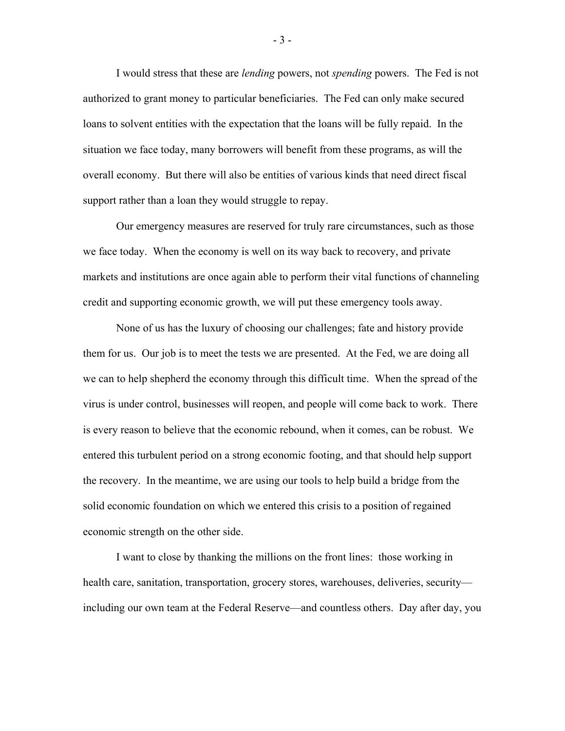I would stress that these are *lending* powers, not *spending* powers. The Fed is not authorized to grant money to particular beneficiaries. The Fed can only make secured loans to solvent entities with the expectation that the loans will be fully repaid. In the situation we face today, many borrowers will benefit from these programs, as will the overall economy. But there will also be entities of various kinds that need direct fiscal support rather than a loan they would struggle to repay.

Our emergency measures are reserved for truly rare circumstances, such as those we face today. When the economy is well on its way back to recovery, and private markets and institutions are once again able to perform their vital functions of channeling credit and supporting economic growth, we will put these emergency tools away.

None of us has the luxury of choosing our challenges; fate and history provide them for us. Our job is to meet the tests we are presented. At the Fed, we are doing all we can to help shepherd the economy through this difficult time. When the spread of the virus is under control, businesses will reopen, and people will come back to work. There is every reason to believe that the economic rebound, when it comes, can be robust. We entered this turbulent period on a strong economic footing, and that should help support the recovery. In the meantime, we are using our tools to help build a bridge from the solid economic foundation on which we entered this crisis to a position of regained economic strength on the other side.

I want to close by thanking the millions on the front lines: those working in health care, sanitation, transportation, grocery stores, warehouses, deliveries, security—including our own team at the Federal Reserve—and countless others. Day after day, you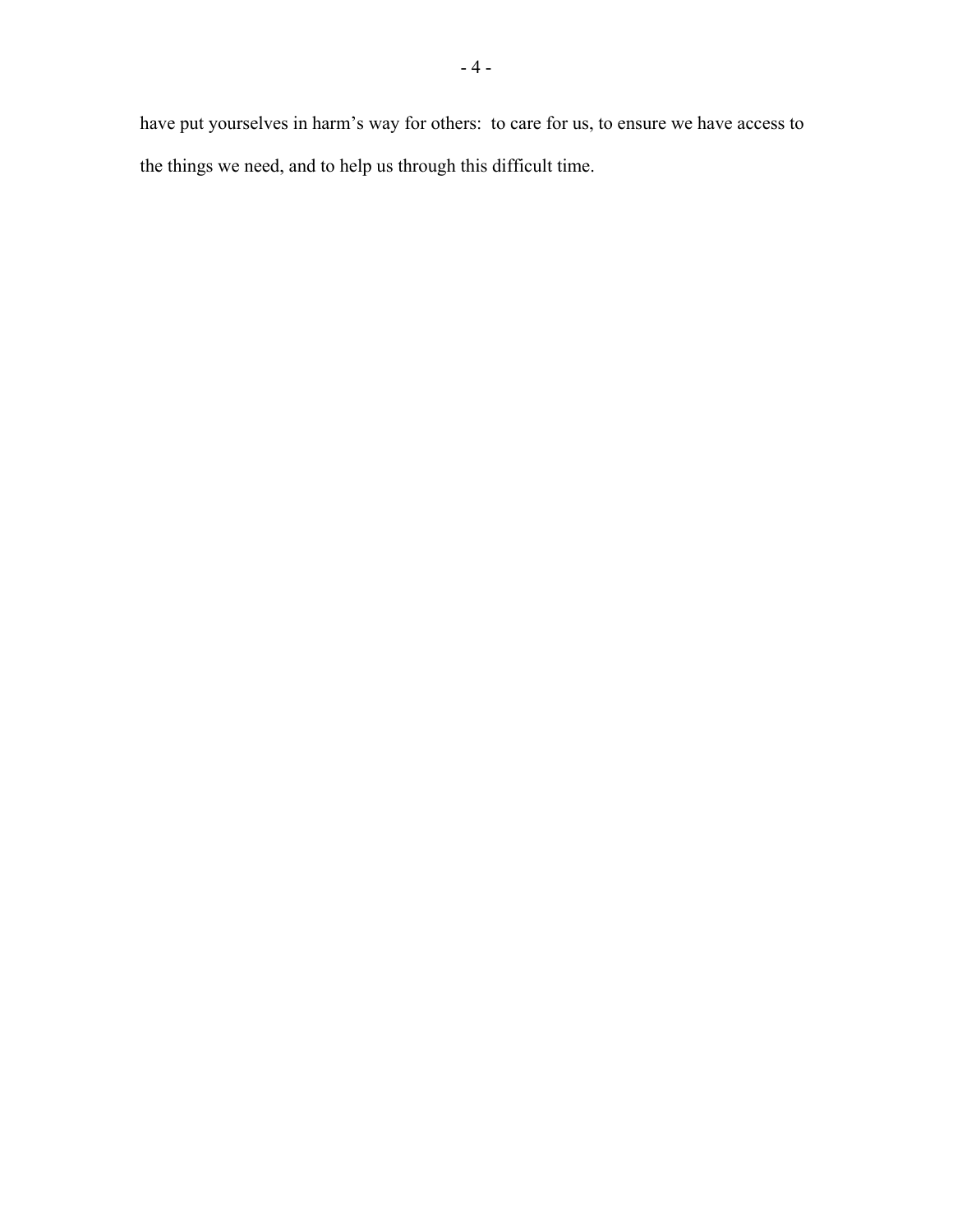have put yourselves in harm's way for others: to care for us, to ensure we have access to the things we need, and to help us through this difficult time.